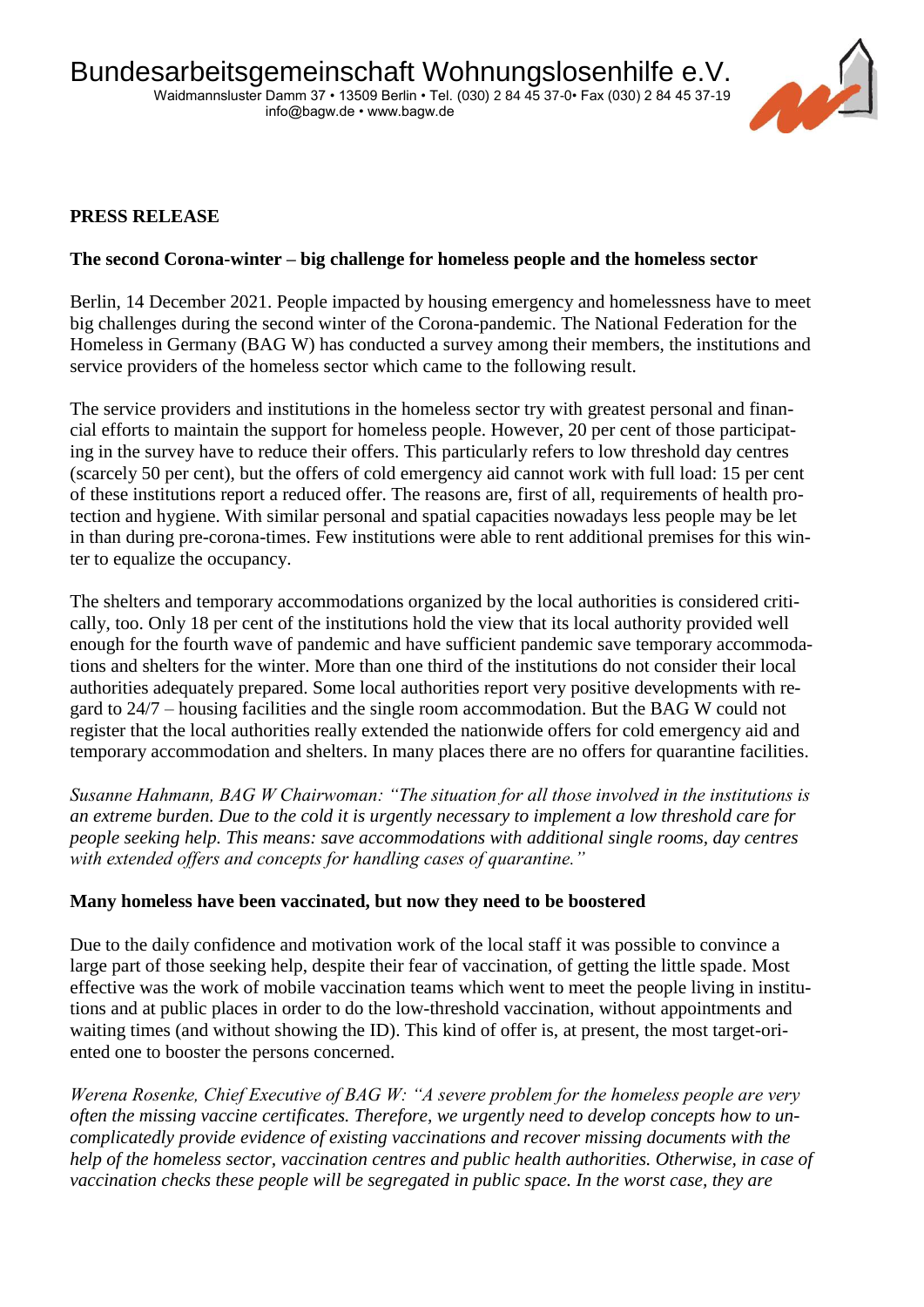Bundesarbeitsgemeinschaft Wohnungslosenhilfe e.V.
Waidmannsluster Damm 37 • 13509 Berlin • Tel. (030) 2 84 45 37-0• Fax (030) 2 84 45 37-19
info@bagw.de • www.bagw.de

**PRESS RELEASE**

**The second Corona-winter – big challenge for homeless people and the homeless sector**

Berlin, 14 December 2021. People impacted by housing emergency and homelessness have to meet big challenges during the second winter of the Corona-pandemic. The National Federation for the Homeless in Germany (BAG W) has conducted a survey among their members, the institutions and service providers of the homeless sector which came to the following result.

The service providers and institutions in the homeless sector try with greatest personal and financial efforts to maintain the support for homeless people. However, 20 per cent of those participating in the survey have to reduce their offers. This particularly refers to low threshold day centres (scarcely 50 per cent), but the offers of cold emergency aid cannot work with full load: 15 per cent of these institutions report a reduced offer. The reasons are, first of all, requirements of health protection and hygiene. With similar personal and spatial capacities nowadays less people may be let in than during pre-corona-times. Few institutions were able to rent additional premises for this winter to equalize the occupancy.

The shelters and temporary accommodations organized by the local authorities is considered critically, too. Only 18 per cent of the institutions hold the view that its local authority provided well enough for the fourth wave of pandemic and have sufficient pandemic save temporary accommodations and shelters for the winter. More than one third of the institutions do not consider their local authorities adequately prepared. Some local authorities report very positive developments with regard to 24/7 – housing facilities and the single room accommodation. But the BAG W could not register that the local authorities really extended the nationwide offers for cold emergency aid and temporary accommodation and shelters. In many places there are no offers for quarantine facilities.

*Susanne Hahmann, BAG W Chairwoman: "The situation for all those involved in the institutions is an extreme burden. Due to the cold it is urgently necessary to implement a low threshold care for people seeking help. This means: save accommodations with additional single rooms, day centres with extended offers and concepts for handling cases of quarantine."*

**Many homeless have been vaccinated, but now they need to be boostered**

Due to the daily confidence and motivation work of the local staff it was possible to convince a large part of those seeking help, despite their fear of vaccination, of getting the little spade. Most effective was the work of mobile vaccination teams which went to meet the people living in institutions and at public places in order to do the low-threshold vaccination, without appointments and waiting times (and without showing the ID). This kind of offer is, at present, the most target-oriented one to booster the persons concerned.

*Werena Rosenke, Chief Executive of BAG W: "A severe problem for the homeless people are very often the missing vaccine certificates. Therefore, we urgently need to develop concepts how to uncomplicatedly provide evidence of existing vaccinations and recover missing documents with the help of the homeless sector, vaccination centres and public health authorities. Otherwise, in case of vaccination checks these people will be segregated in public space. In the worst case, they are*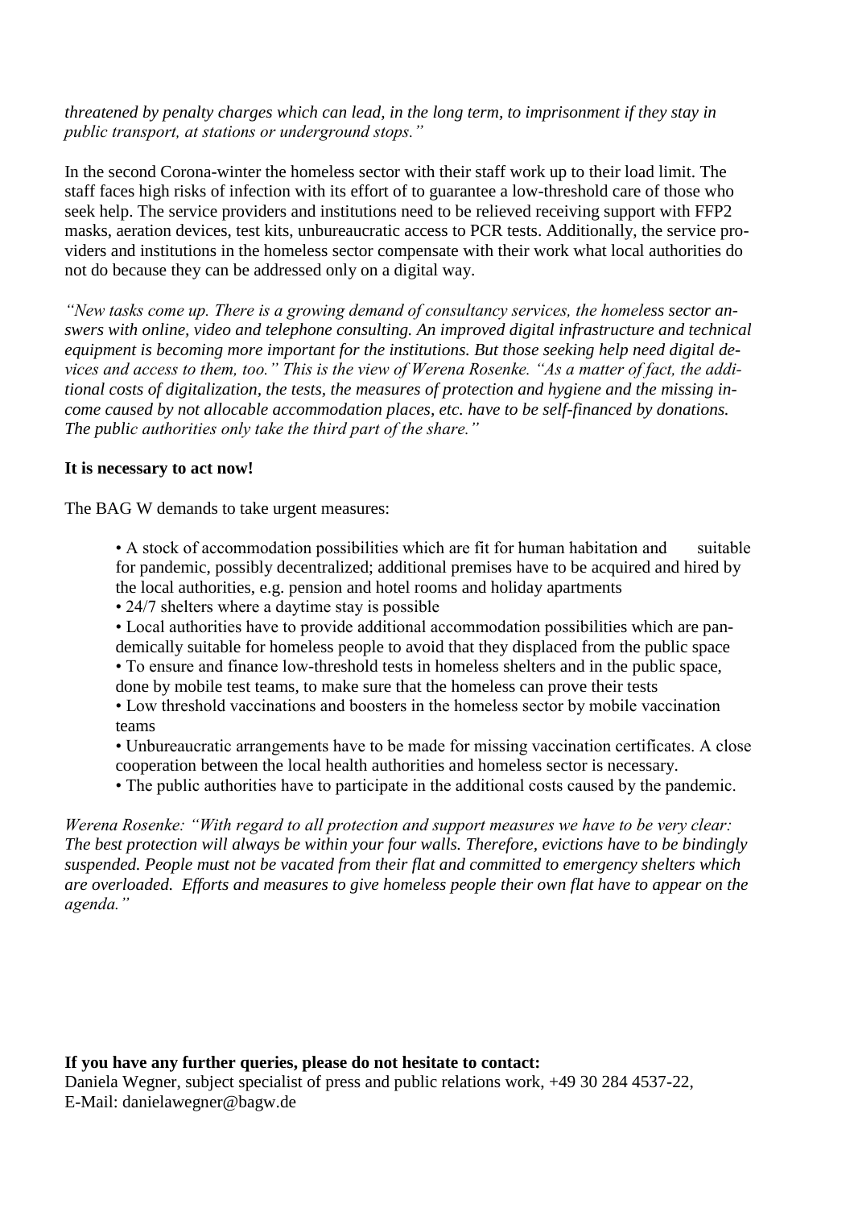*threatened by penalty charges which can lead, in the long term, to imprisonment if they stay in public transport, at stations or underground stops."*

In the second Corona-winter the homeless sector with their staff work up to their load limit. The staff faces high risks of infection with its effort of to guarantee a low-threshold care of those who seek help. The service providers and institutions need to be relieved receiving support with FFP2 masks, aeration devices, test kits, unbureaucratic access to PCR tests. Additionally, the service providers and institutions in the homeless sector compensate with their work what local authorities do not do because they can be addressed only on a digital way.

*"New tasks come up. There is a growing demand of consultancy services, the homeless sector answers with online, video and telephone consulting. An improved digital infrastructure and technical equipment is becoming more important for the institutions. But those seeking help need digital devices and access to them, too." This is the view of Werena Rosenke. "As a matter of fact, the additional costs of digitalization, the tests, the measures of protection and hygiene and the missing income caused by not allocable accommodation places, etc. have to be self-financed by donations. The public authorities only take the third part of the share."*

**It is necessary to act now!**

The BAG W demands to take urgent measures:

- A stock of accommodation possibilities which are fit for human habitation and suitable for pandemic, possibly decentralized; additional premises have to be acquired and hired by the local authorities, e.g. pension and hotel rooms and holiday apartments
- 24/7 shelters where a daytime stay is possible
- Local authorities have to provide additional accommodation possibilities which are pandemically suitable for homeless people to avoid that they displaced from the public space
- To ensure and finance low-threshold tests in homeless shelters and in the public space, done by mobile test teams, to make sure that the homeless can prove their tests
- Low threshold vaccinations and boosters in the homeless sector by mobile vaccination teams
- Unbureaucratic arrangements have to be made for missing vaccination certificates. A close cooperation between the local health authorities and homeless sector is necessary.
- The public authorities have to participate in the additional costs caused by the pandemic.

*Werena Rosenke: "With regard to all protection and support measures we have to be very clear: The best protection will always be within your four walls. Therefore, evictions have to be bindingly suspended. People must not be vacated from their flat and committed to emergency shelters which are overloaded. Efforts and measures to give homeless people their own flat have to appear on the agenda."*

**If you have any further queries, please do not hesitate to contact:**
Daniela Wegner, subject specialist of press and public relations work, +49 30 284 4537-22,
E-Mail: danielawegner@bagw.de